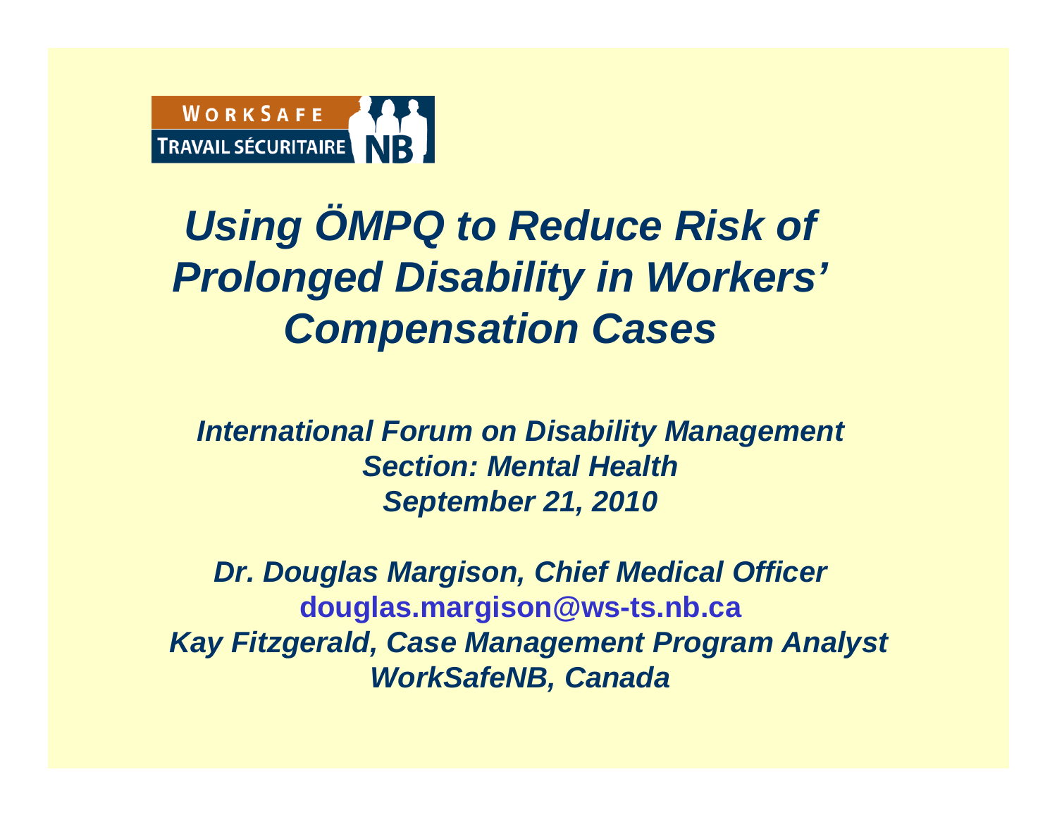WORKSAFE TRAVAIL SÉCURITAIRE NB

# *Using ÖMPQ to Reduce Risk of Prolonged Disability in Workers' Compensation Cases*

***International Forum on Disability Management***
***Section: Mental Health***
***September 21, 2010***

***Dr. Douglas Margison, Chief Medical Officer***
**douglas.margison@ws-ts.nb.ca**
***Kay Fitzgerald, Case Management Program Analyst***
***WorkSafeNB, Canada***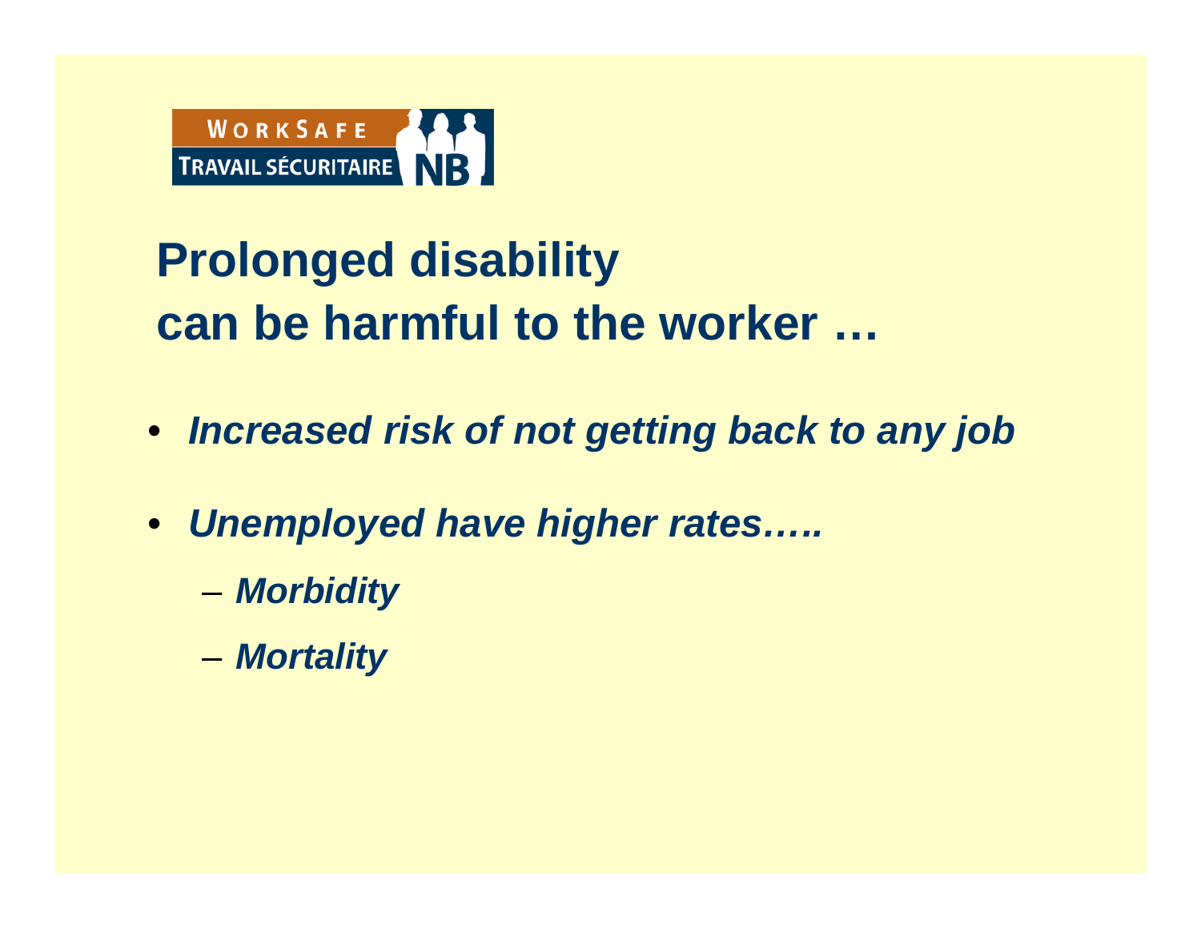# Prolonged disability can be harmful to the worker …

- ***Increased risk of not getting back to any job***
- ***Unemployed have higher rates…..***
  - ***Morbidity***
  - ***Mortality***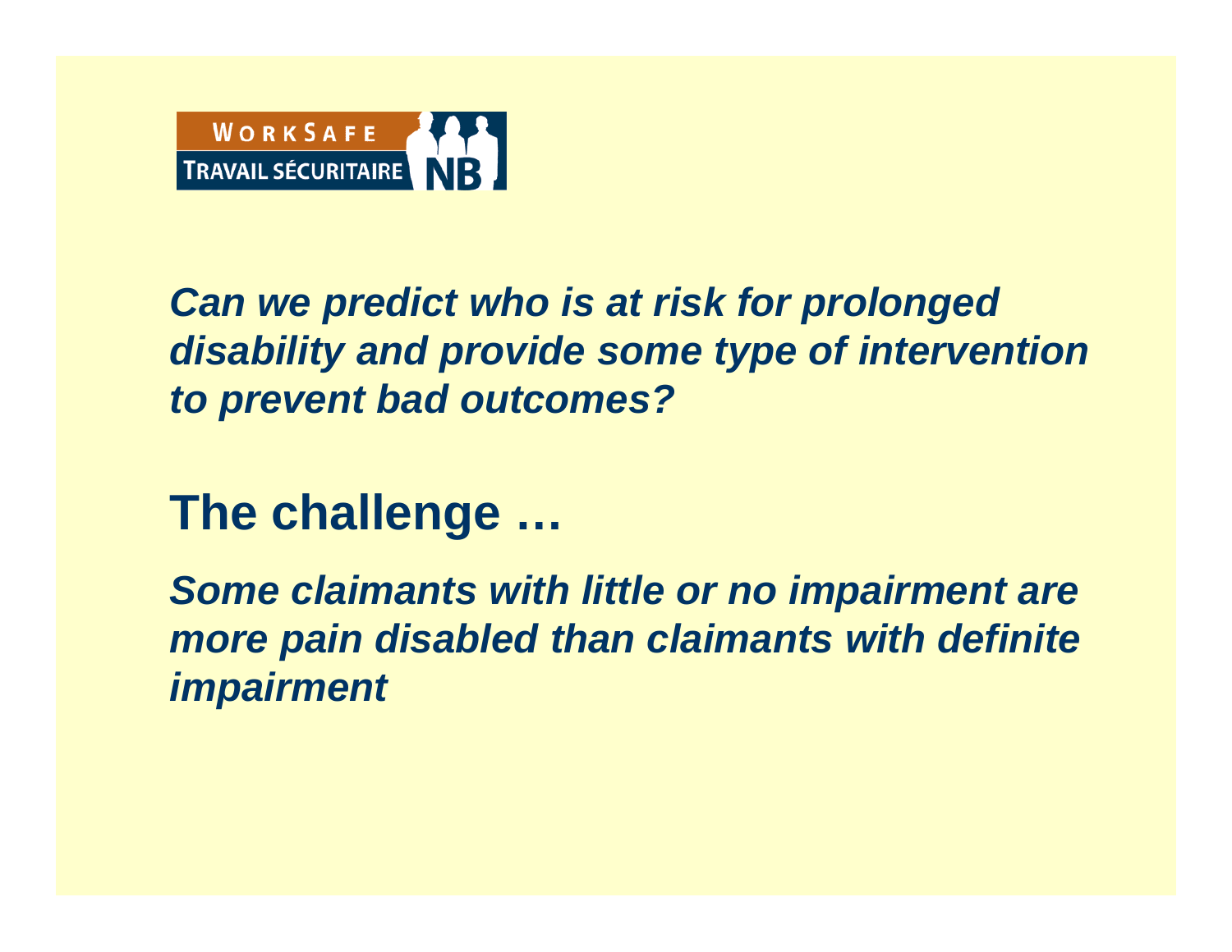***Can we predict who is at risk for prolonged disability and provide some type of intervention to prevent bad outcomes?***

## The challenge …

***Some claimants with little or no impairment are more pain disabled than claimants with definite impairment***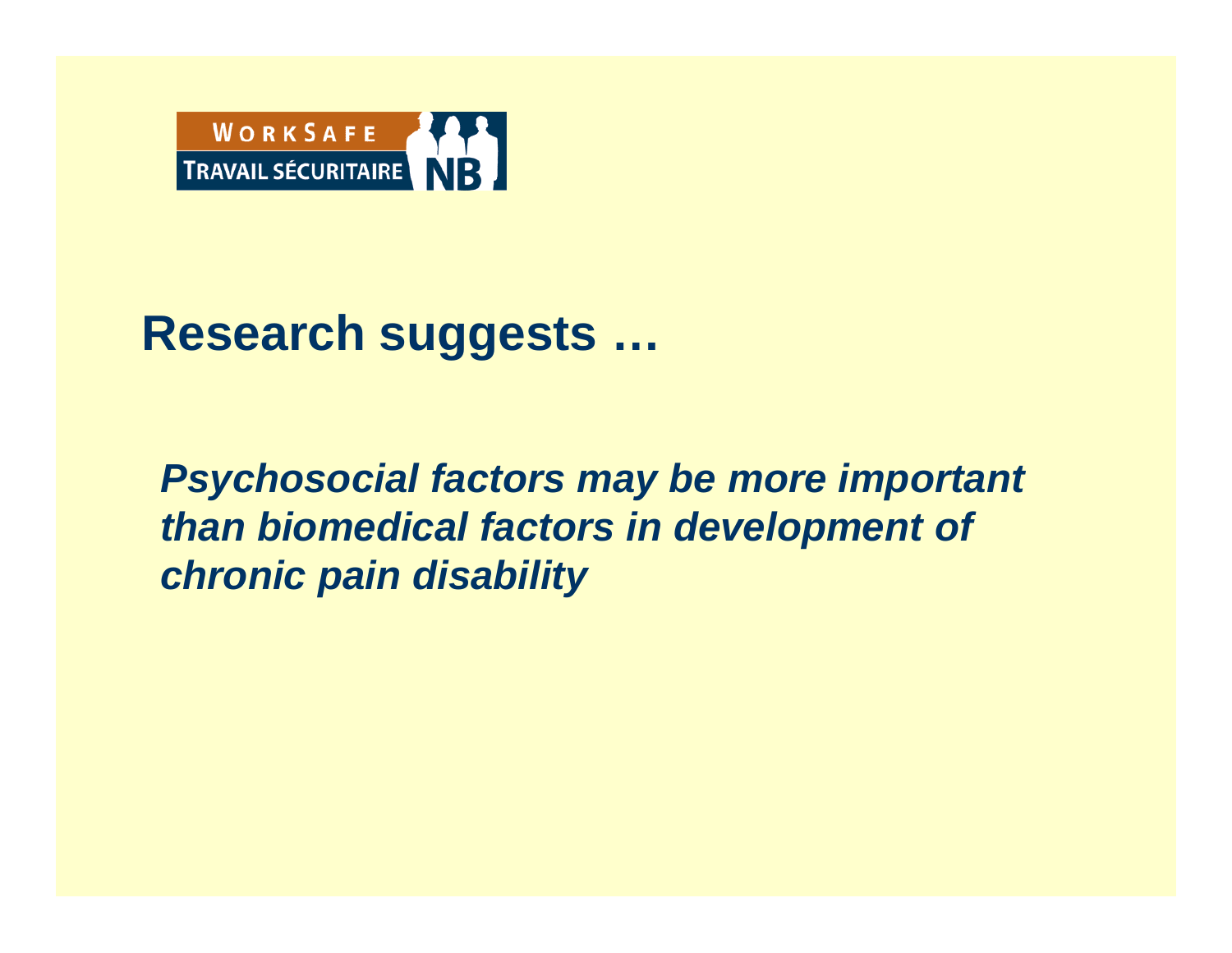## Research suggests …

***Psychosocial factors may be more important than biomedical factors in development of chronic pain disability***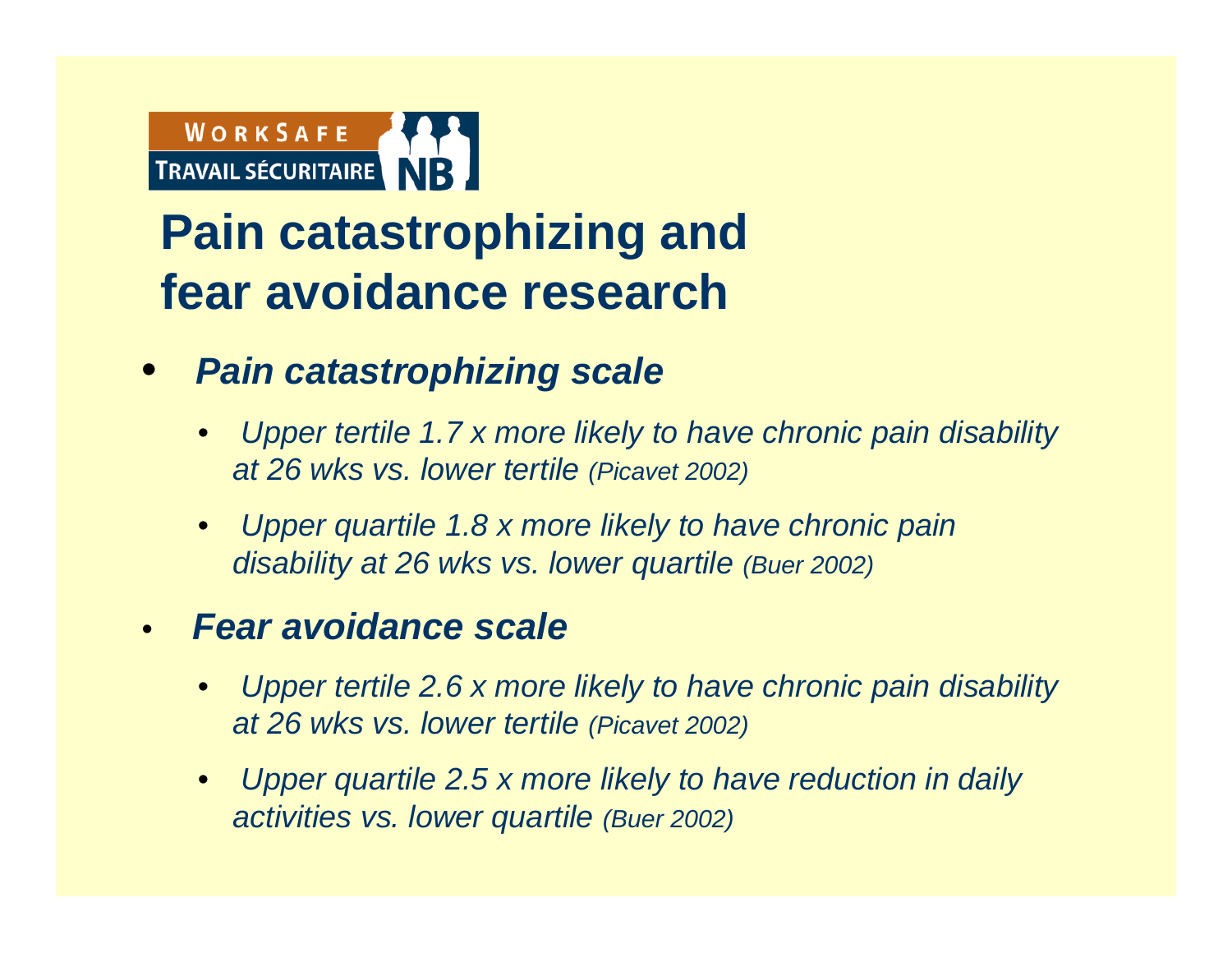WORKSAFE TRAVAIL SÉCURITAIRE NB

# Pain catastrophizing and fear avoidance research

- ***Pain catastrophizing scale***
  - *Upper tertile 1.7 x more likely to have chronic pain disability at 26 wks vs. lower tertile (Picavet 2002)*
  - *Upper quartile 1.8 x more likely to have chronic pain disability at 26 wks vs. lower quartile (Buer 2002)*
- ***Fear avoidance scale***
  - *Upper tertile 2.6 x more likely to have chronic pain disability at 26 wks vs. lower tertile (Picavet 2002)*
  - *Upper quartile 2.5 x more likely to have reduction in daily activities vs. lower quartile (Buer 2002)*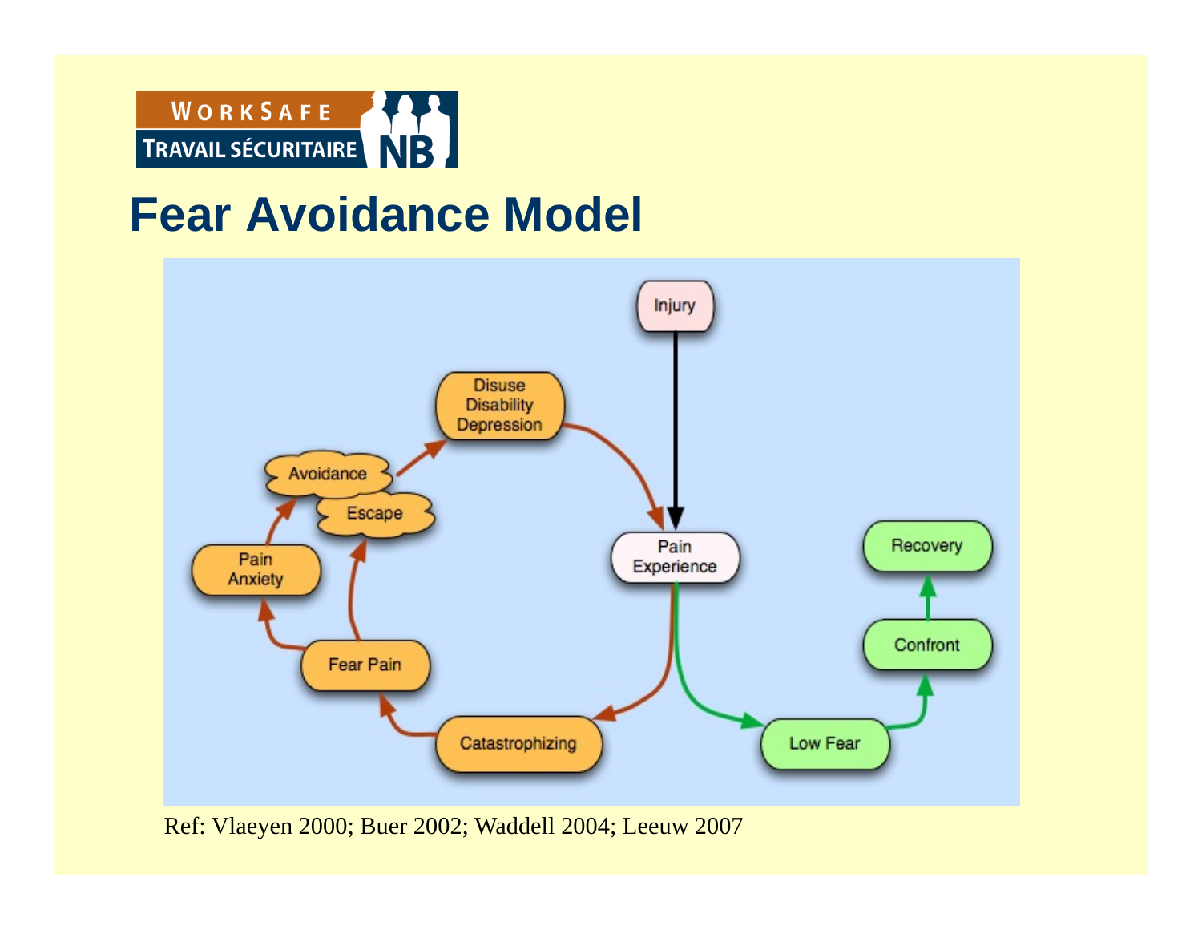WORKSAFE TRAVAIL SÉCURITAIRE NB

# Fear Avoidance Model

Injury

Pain Experience

Catastrophizing

Fear Pain

Pain Anxiety

Avoidance

Escape

Disuse Disability Depression

Low Fear

Confront

Recovery

Ref: Vlaeyen 2000; Buer 2002; Waddell 2004; Leeuw 2007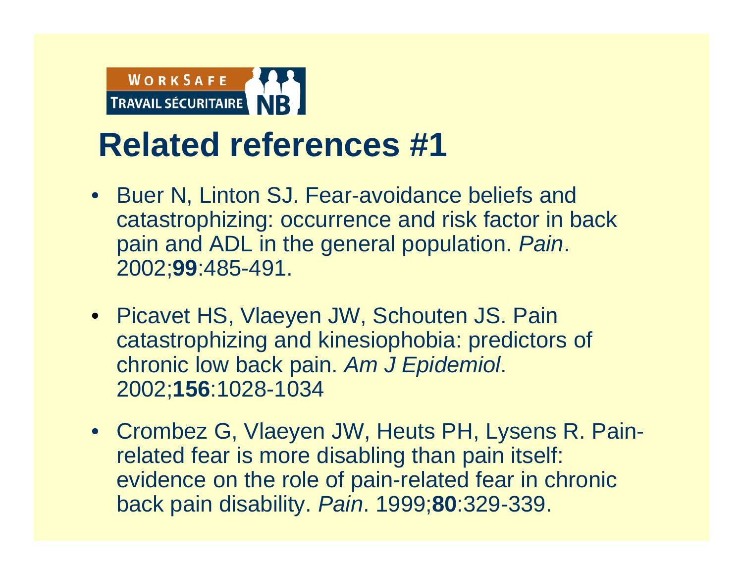# Related references #1

- Buer N, Linton SJ. Fear-avoidance beliefs and catastrophizing: occurrence and risk factor in back pain and ADL in the general population. *Pain*. 2002;**99**:485-491.

- Picavet HS, Vlaeyen JW, Schouten JS. Pain catastrophizing and kinesiophobia: predictors of chronic low back pain. *Am J Epidemiol*. 2002;**156**:1028-1034

- Crombez G, Vlaeyen JW, Heuts PH, Lysens R. Pain-related fear is more disabling than pain itself: evidence on the role of pain-related fear in chronic back pain disability. *Pain*. 1999;**80**:329-339.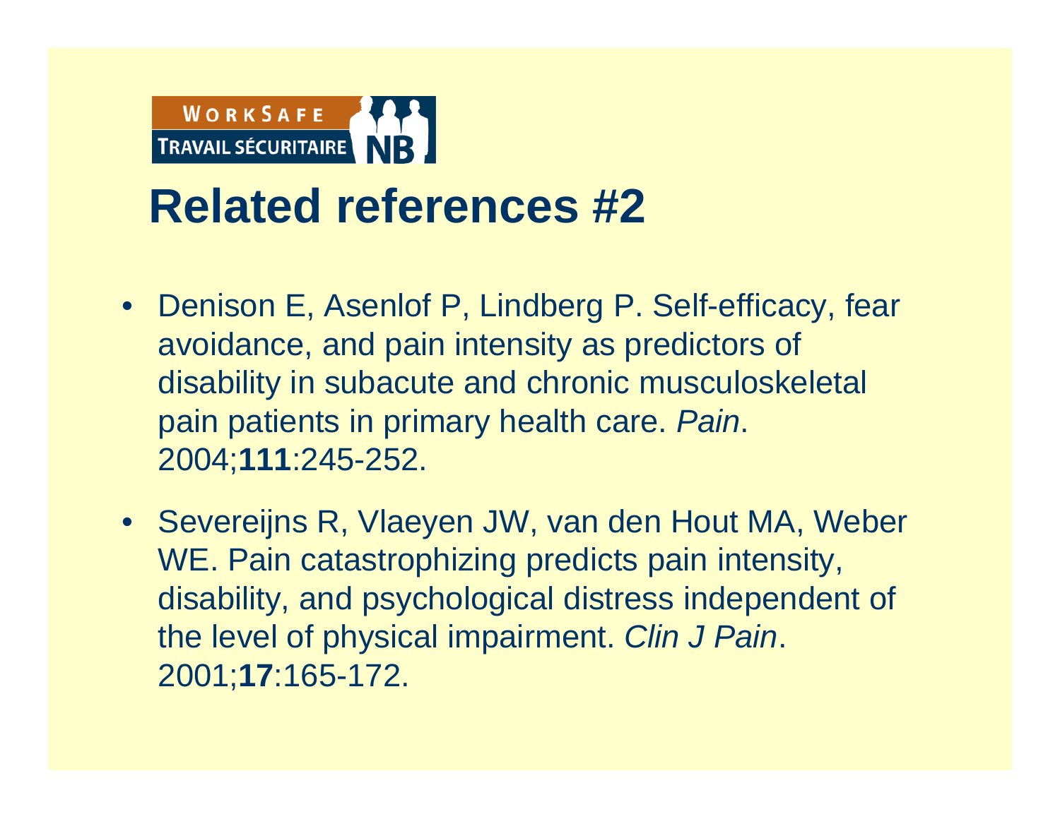# Related references #2

- Denison E, Asenlof P, Lindberg P. Self-efficacy, fear avoidance, and pain intensity as predictors of disability in subacute and chronic musculoskeletal pain patients in primary health care. *Pain*. 2004;**111**:245-252.
- Severeijns R, Vlaeyen JW, van den Hout MA, Weber WE. Pain catastrophizing predicts pain intensity, disability, and psychological distress independent of the level of physical impairment. *Clin J Pain*. 2001;**17**:165-172.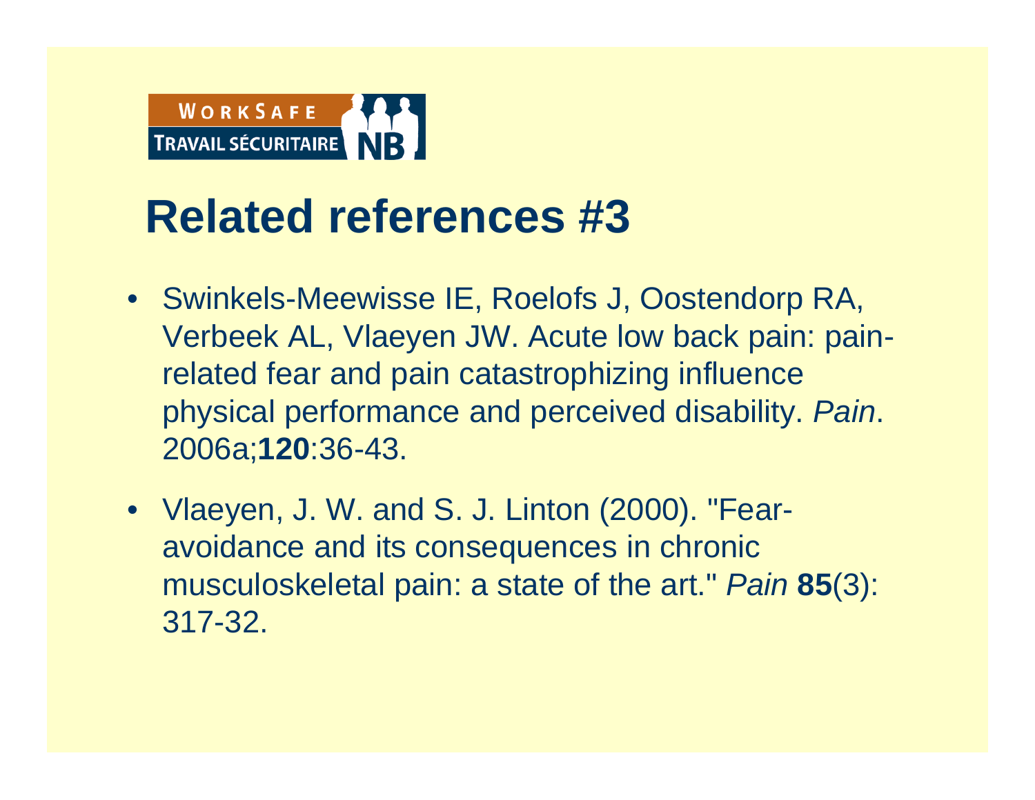# Related references #3

- Swinkels-Meewisse IE, Roelofs J, Oostendorp RA, Verbeek AL, Vlaeyen JW. Acute low back pain: pain-related fear and pain catastrophizing influence physical performance and perceived disability. *Pain*. 2006a;**120**:36-43.
- Vlaeyen, J. W. and S. J. Linton (2000). "Fear-avoidance and its consequences in chronic musculoskeletal pain: a state of the art." *Pain* **85**(3): 317-32.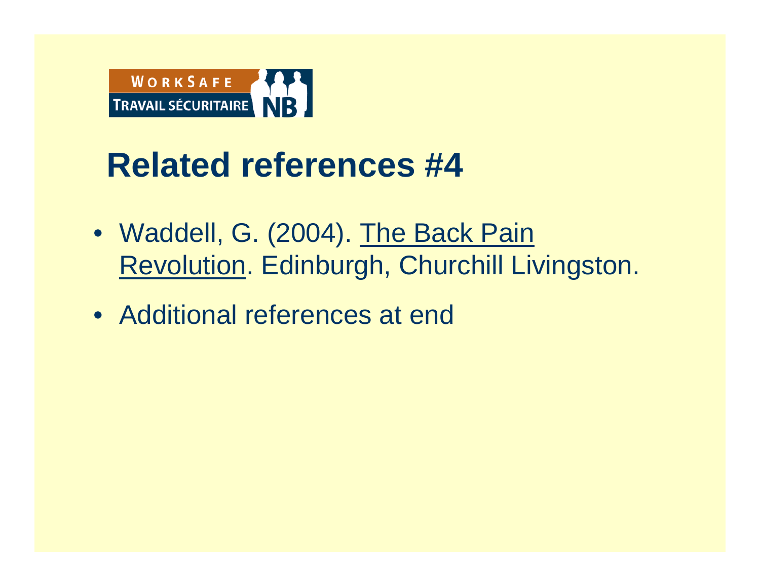# Related references #4

- Waddell, G. (2004). The Back Pain Revolution. Edinburgh, Churchill Livingston.
- Additional references at end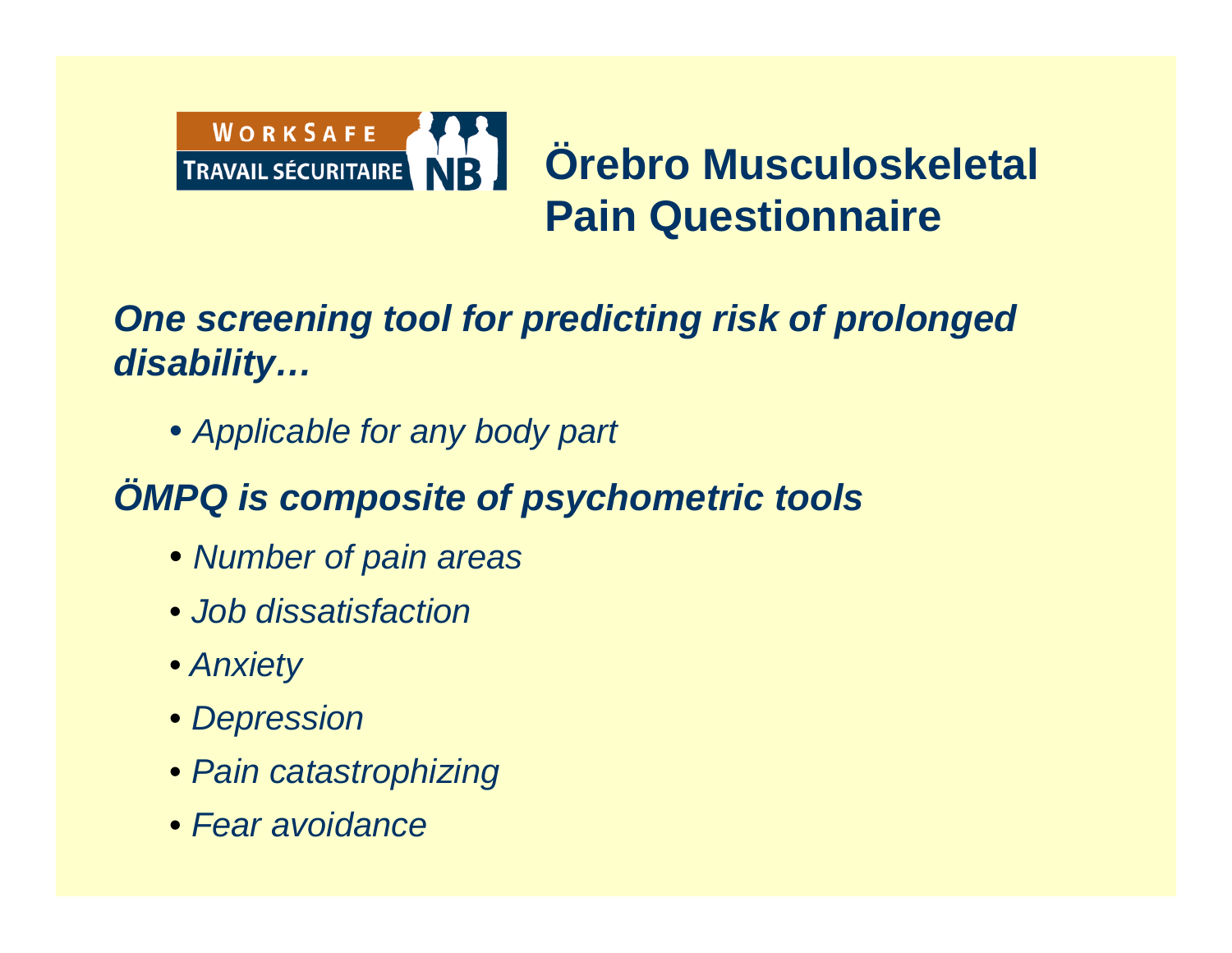# Örebro Musculoskeletal Pain Questionnaire

***One screening tool for predicting risk of prolonged disability…***

- *Applicable for any body part*

***ÖMPQ is composite of psychometric tools***

- *Number of pain areas*
- *Job dissatisfaction*
- *Anxiety*
- *Depression*
- *Pain catastrophizing*
- *Fear avoidance*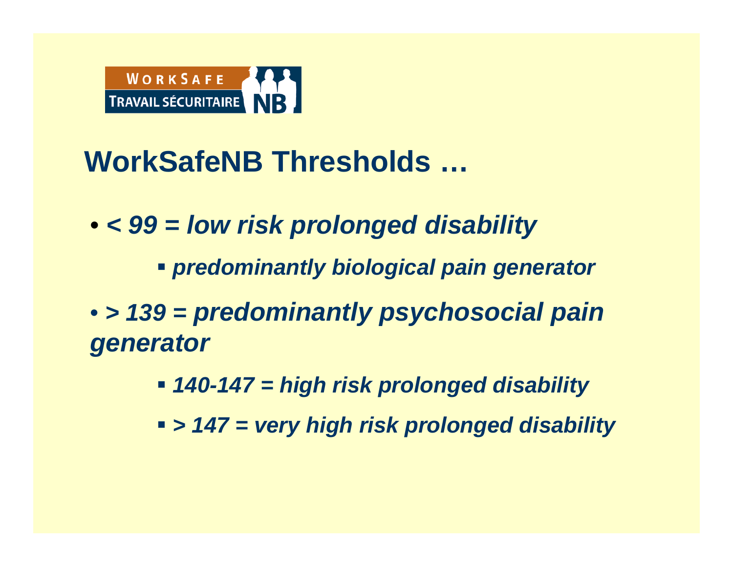# WorkSafeNB Thresholds …

- ***< 99 = low risk prolonged disability***
  - ***predominantly biological pain generator***
- ***> 139 = predominantly psychosocial pain generator***
  - ***140-147 = high risk prolonged disability***
  - ***> 147 = very high risk prolonged disability***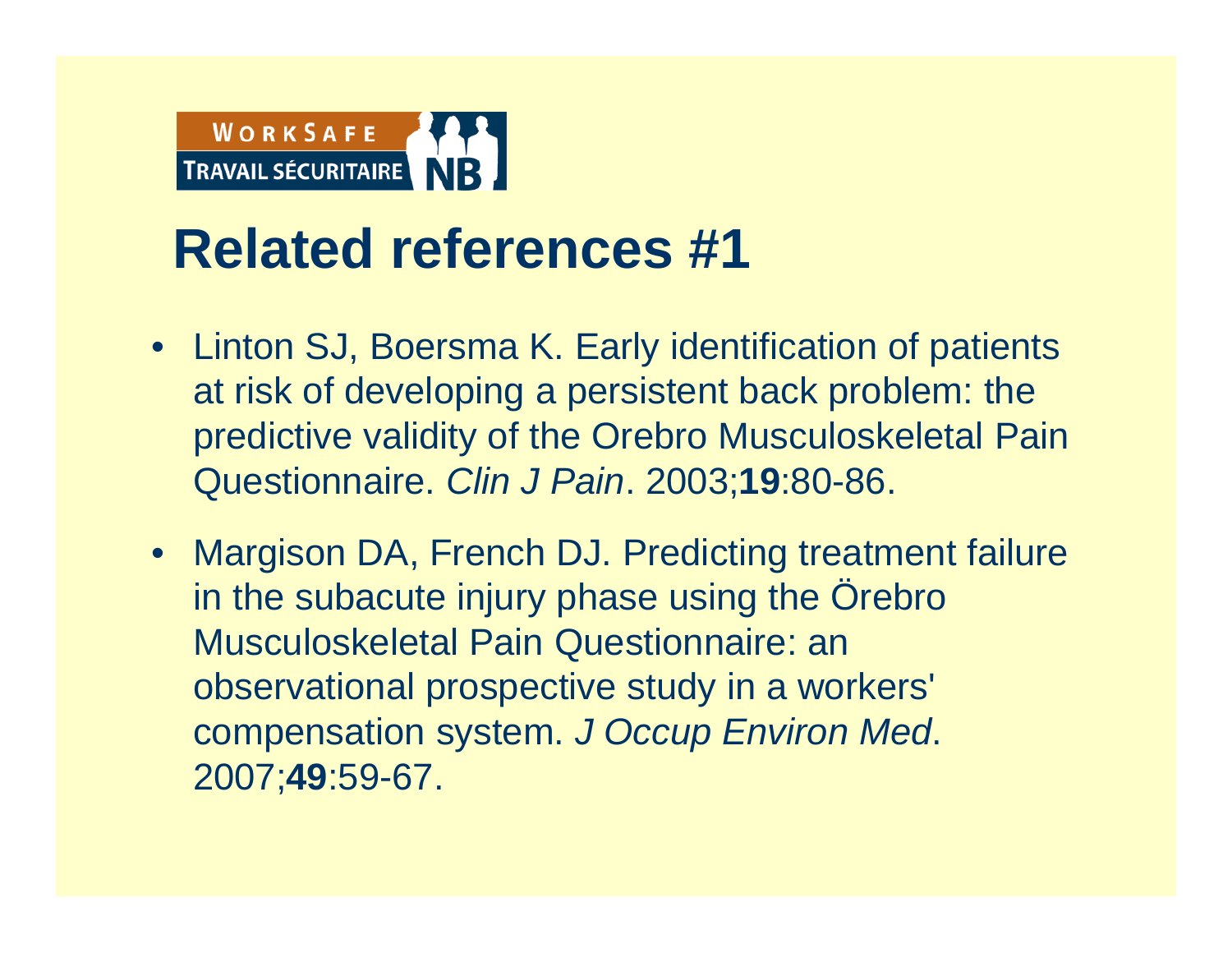# Related references #1

- Linton SJ, Boersma K. Early identification of patients at risk of developing a persistent back problem: the predictive validity of the Orebro Musculoskeletal Pain Questionnaire. *Clin J Pain*. 2003;**19**:80-86.
- Margison DA, French DJ. Predicting treatment failure in the subacute injury phase using the Örebro Musculoskeletal Pain Questionnaire: an observational prospective study in a workers' compensation system. *J Occup Environ Med*. 2007;**49**:59-67.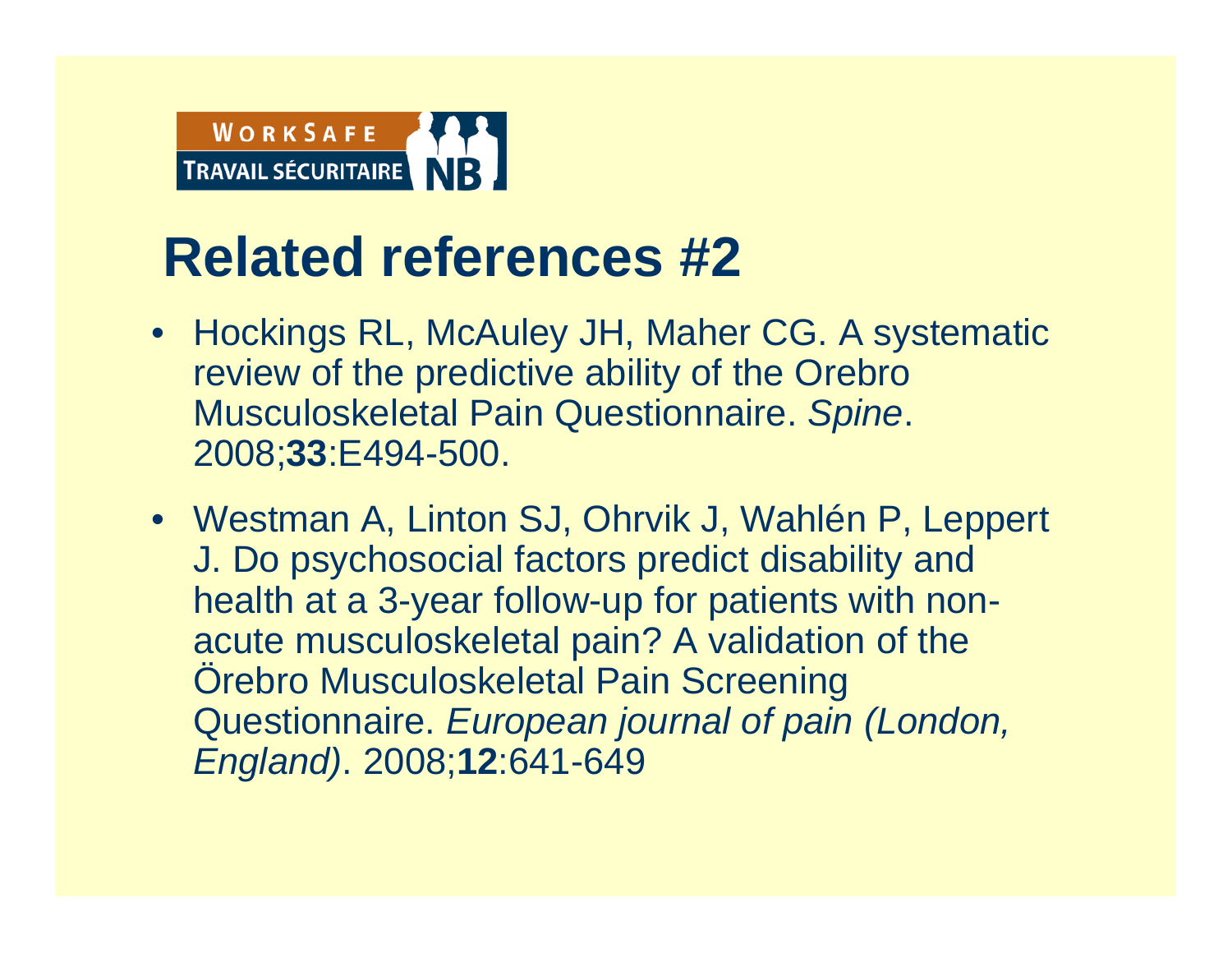# Related references #2

- Hockings RL, McAuley JH, Maher CG. A systematic review of the predictive ability of the Orebro Musculoskeletal Pain Questionnaire. *Spine*. 2008;**33**:E494-500.
- Westman A, Linton SJ, Ohrvik J, Wahlén P, Leppert J. Do psychosocial factors predict disability and health at a 3-year follow-up for patients with non-acute musculoskeletal pain? A validation of the Örebro Musculoskeletal Pain Screening Questionnaire. *European journal of pain (London, England)*. 2008;**12**:641-649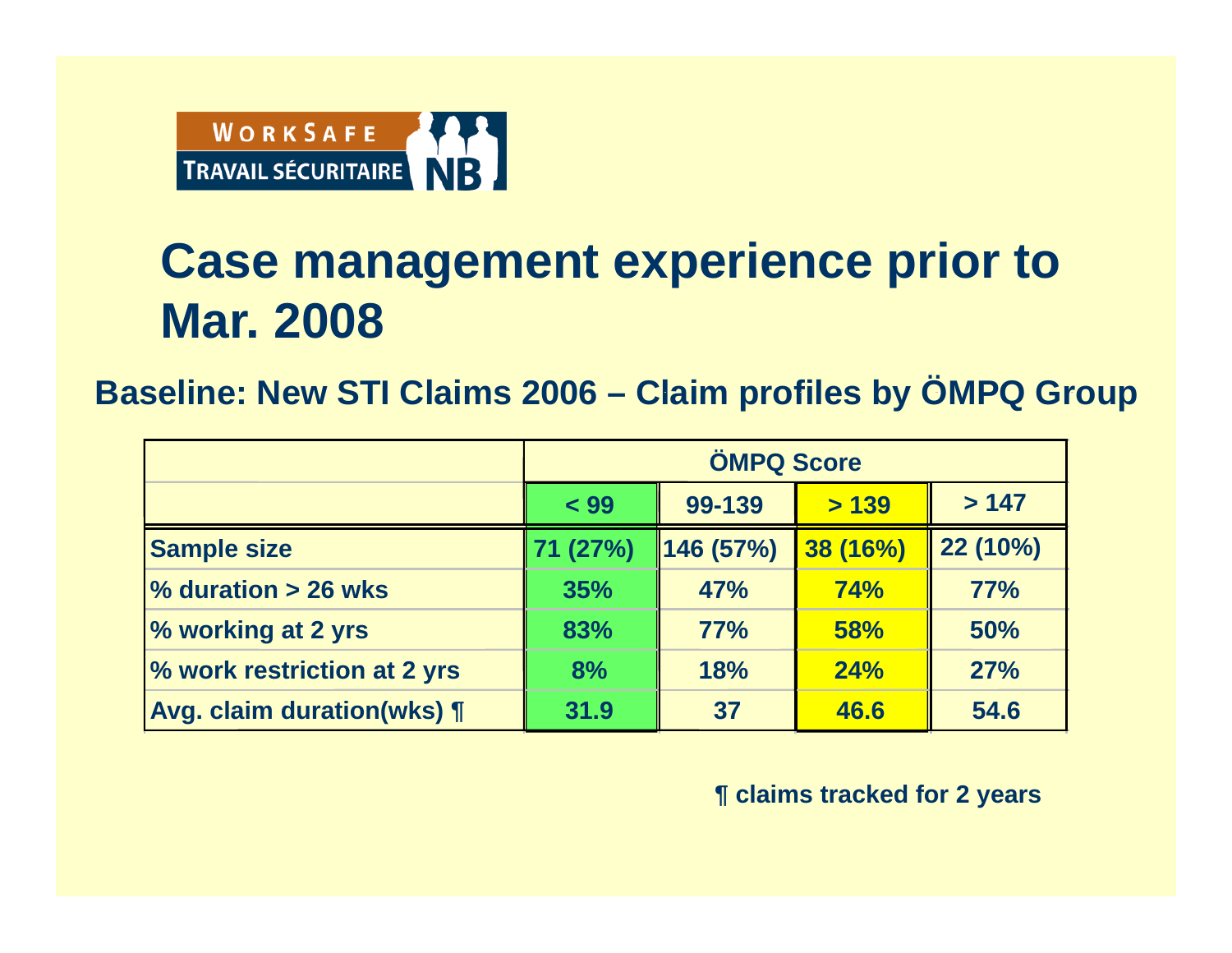# Case management experience prior to Mar. 2008

## Baseline: New STI Claims 2006 – Claim profiles by ÖMPQ Group

| | ÖMPQ Score | | | |
|---|---|---|---|---|
| | < 99 | 99-139 | > 139 | > 147 |
| Sample size | 71 (27%) | 146 (57%) | 38 (16%) | 22 (10%) |
| % duration > 26 wks | 35% | 47% | 74% | 77% |
| % working at 2 yrs | 83% | 77% | 58% | 50% |
| % work restriction at 2 yrs | 8% | 18% | 24% | 27% |
| Avg. claim duration(wks) ¶ | 31.9 | 37 | 46.6 | 54.6 |

¶ claims tracked for 2 years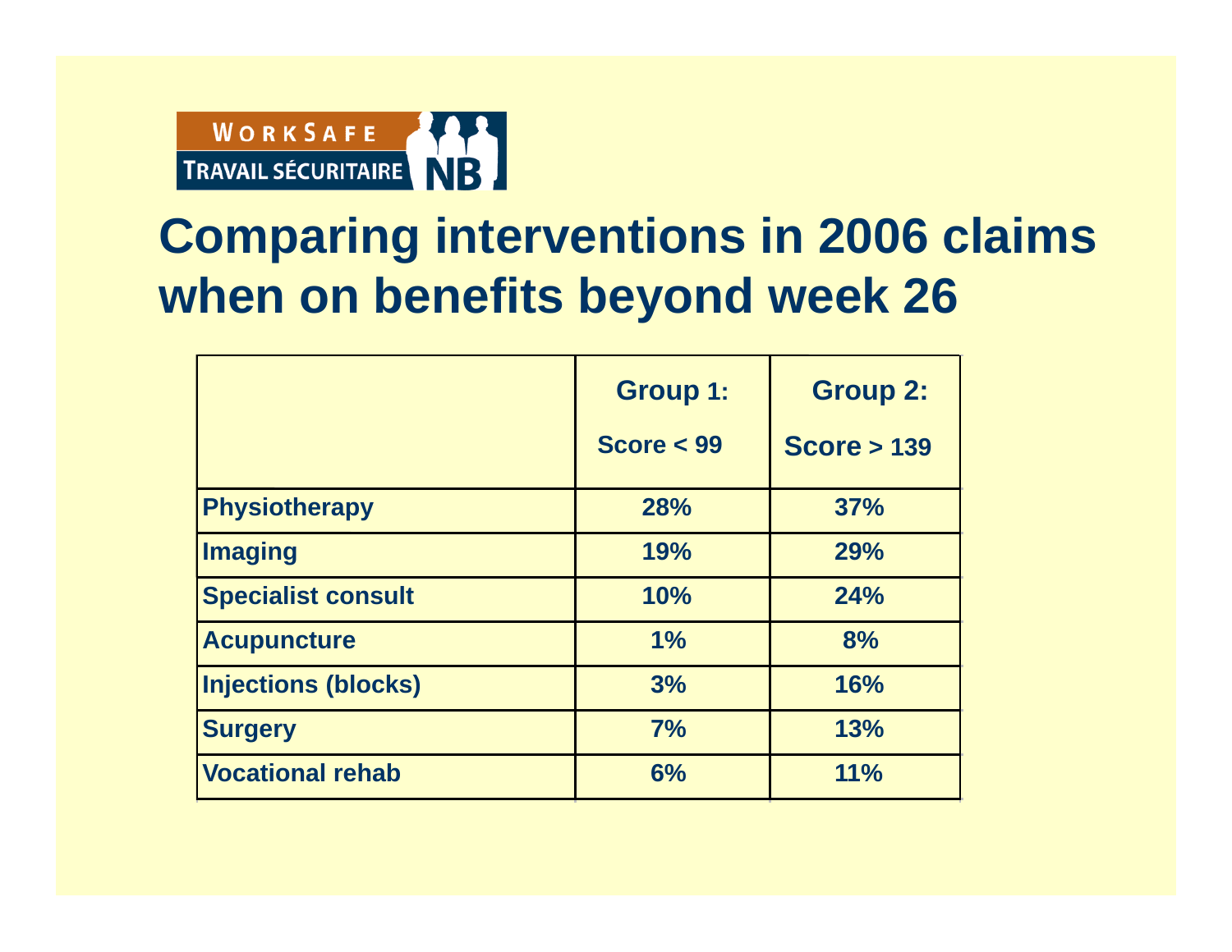WORKSAFE TRAVAIL SÉCURITAIRE NB

# Comparing interventions in 2006 claims when on benefits beyond week 26

| | Group 1: Score < 99 | Group 2: Score > 139 |
|---|---|---|
| Physiotherapy | 28% | 37% |
| Imaging | 19% | 29% |
| Specialist consult | 10% | 24% |
| Acupuncture | 1% | 8% |
| Injections (blocks) | 3% | 16% |
| Surgery | 7% | 13% |
| Vocational rehab | 6% | 11% |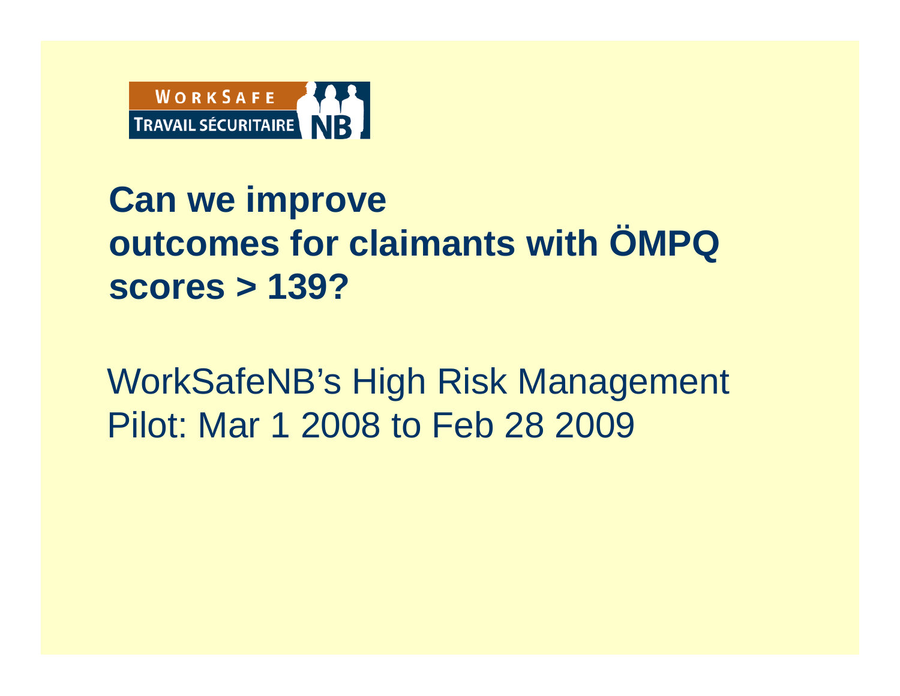WORKSAFE TRAVAIL SÉCURITAIRE NB

# Can we improve outcomes for claimants with ÖMPQ scores > 139?

WorkSafeNB's High Risk Management Pilot: Mar 1 2008 to Feb 28 2009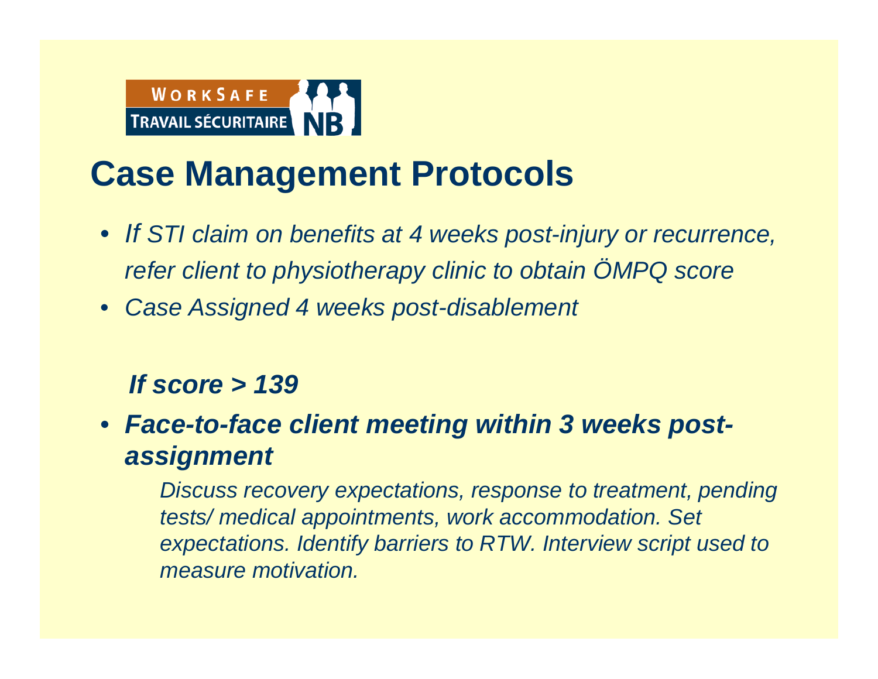WORKSAFE TRAVAIL SÉCURITAIRE NB

# Case Management Protocols

- *If STI claim on benefits at 4 weeks post-injury or recurrence, refer client to physiotherapy clinic to obtain ÖMPQ score*
- *Case Assigned 4 weeks post-disablement*

***If score > 139***

- ***Face-to-face client meeting within 3 weeks post-assignment***

  *Discuss recovery expectations, response to treatment, pending tests/ medical appointments, work accommodation. Set expectations. Identify barriers to RTW. Interview script used to measure motivation.*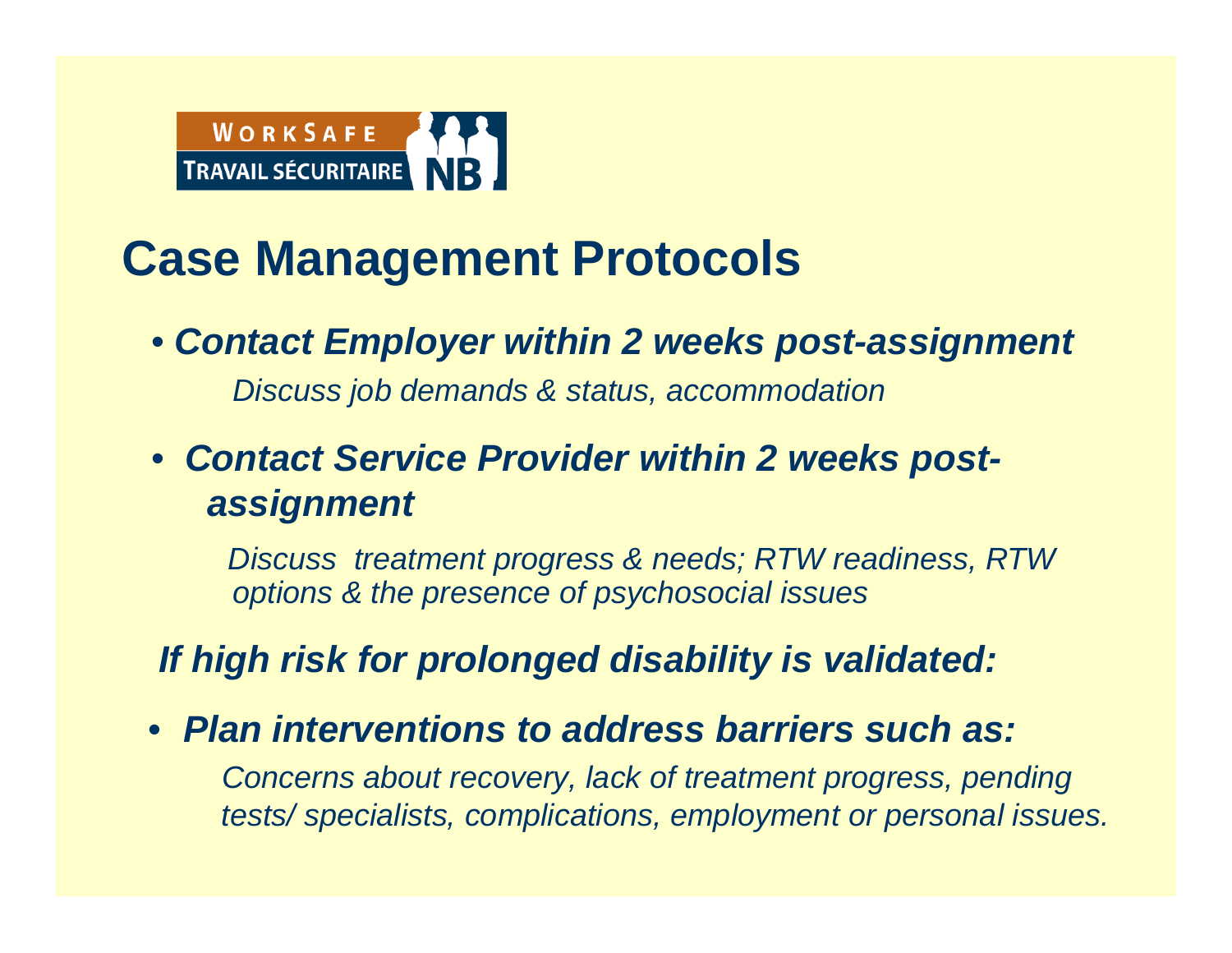# Case Management Protocols

- ***Contact Employer within 2 weeks post-assignment***

  *Discuss job demands & status, accommodation*

- ***Contact Service Provider within 2 weeks post-assignment***

  *Discuss treatment progress & needs; RTW readiness, RTW options & the presence of psychosocial issues*

***If high risk for prolonged disability is validated:***

- ***Plan interventions to address barriers such as:***

  *Concerns about recovery, lack of treatment progress, pending tests/ specialists, complications, employment or personal issues.*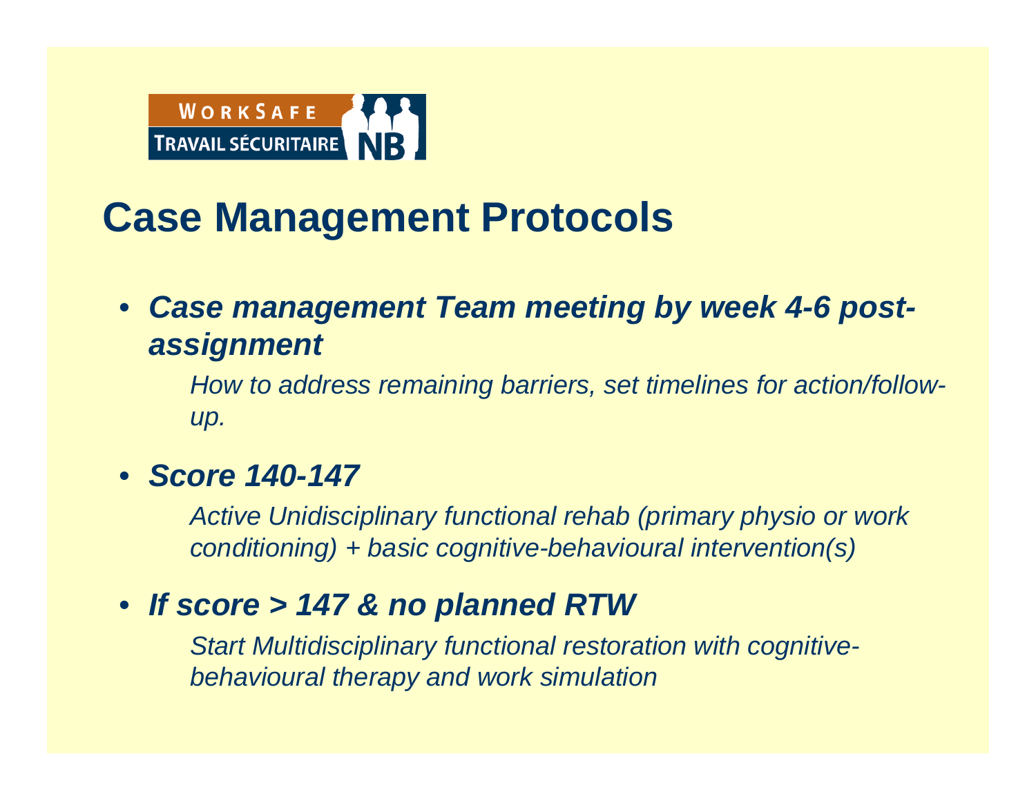# Case Management Protocols

- ***Case management Team meeting by week 4-6 post-assignment***

  *How to address remaining barriers, set timelines for action/follow-up.*

- ***Score 140-147***

  *Active Unidisciplinary functional rehab (primary physio or work conditioning) + basic cognitive-behavioural intervention(s)*

- ***If score > 147 & no planned RTW***

  *Start Multidisciplinary functional restoration with cognitive-behavioural therapy and work simulation*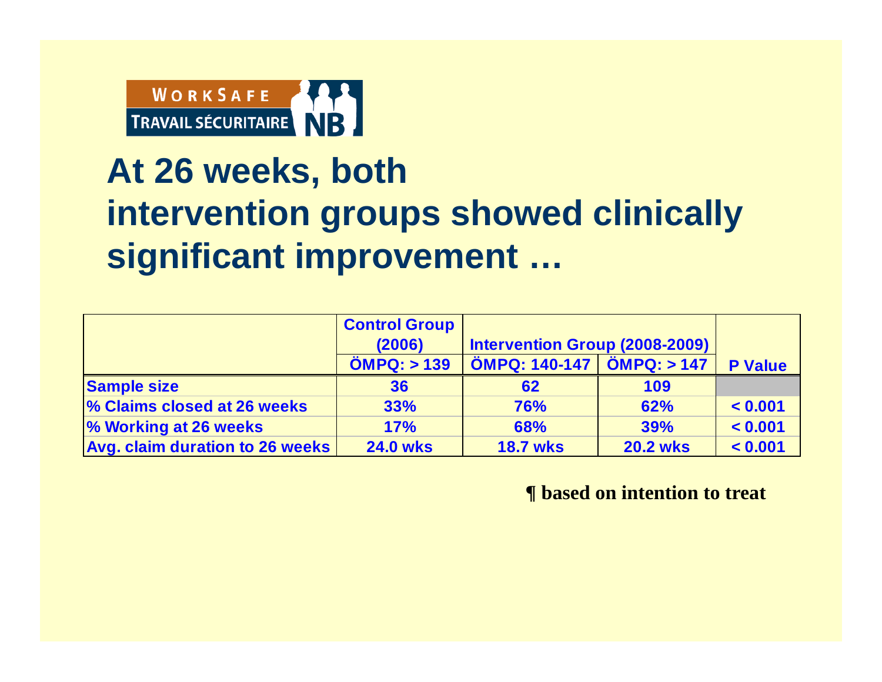# At 26 weeks, both intervention groups showed clinically significant improvement …

| | Control Group (2006) | Intervention Group (2008-2009) | | P Value |
|---|---|---|---|---|
| | ÖMPQ: > 139 | ÖMPQ: 140-147 | ÖMPQ: > 147 | |
| **Sample size** | **36** | **62** | **109** | |
| **% Claims closed at 26 weeks** | **33%** | **76%** | **62%** | **< 0.001** |
| **% Working at 26 weeks** | **17%** | **68%** | **39%** | **< 0.001** |
| **Avg. claim duration to 26 weeks** | **24.0 wks** | **18.7 wks** | **20.2 wks** | **< 0.001** |

**¶ based on intention to treat**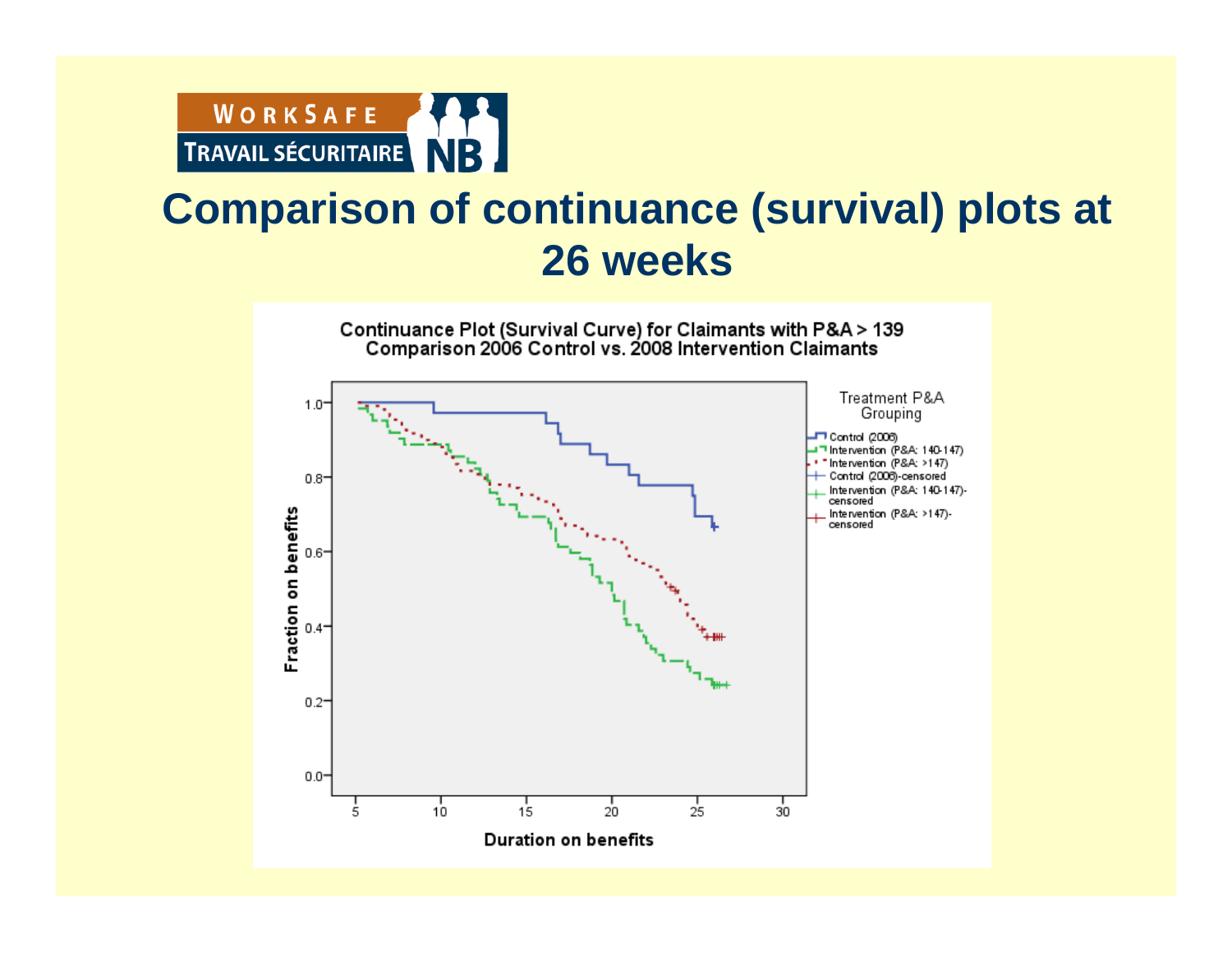# Comparison of continuance (survival) plots at 26 weeks

Continuance Plot (Survival Curve) for Claimants with P&A > 139
Comparison 2006 Control vs. 2008 Intervention Claimants

Treatment P&A Grouping

- Control (2006)
- Intervention (P&A: 140-147)
- Intervention (P&A: >147)
- Control (2006)-censored
- Intervention (P&A: 140-147)-censored
- Intervention (P&A: >147)-censored

Fraction on benefits

Duration on benefits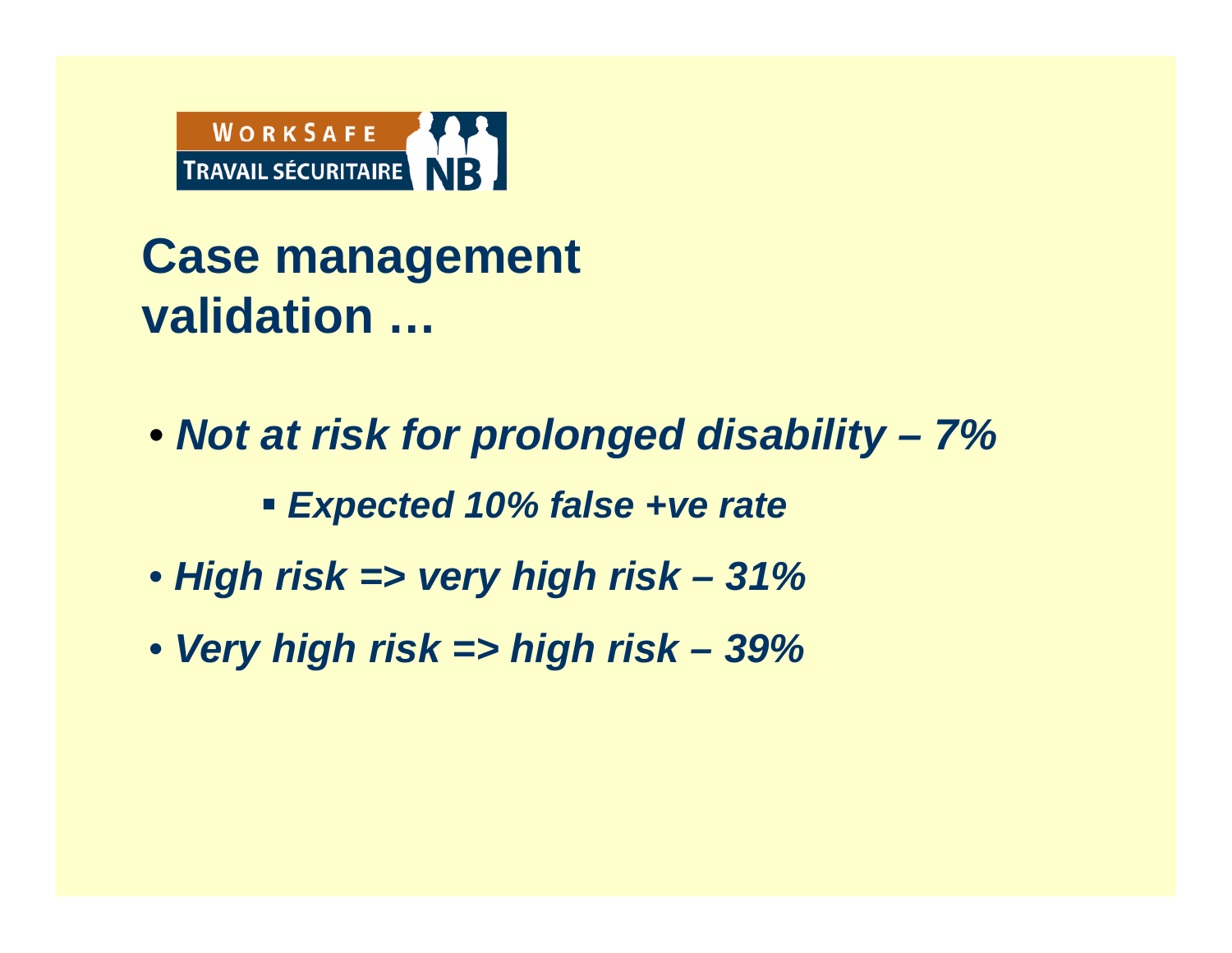WorkSafe Travail sécuritaire NB

# Case management validation …

- ***Not at risk for prolonged disability – 7%***
  - ***Expected 10% false +ve rate***
- ***High risk => very high risk – 31%***
- ***Very high risk => high risk – 39%***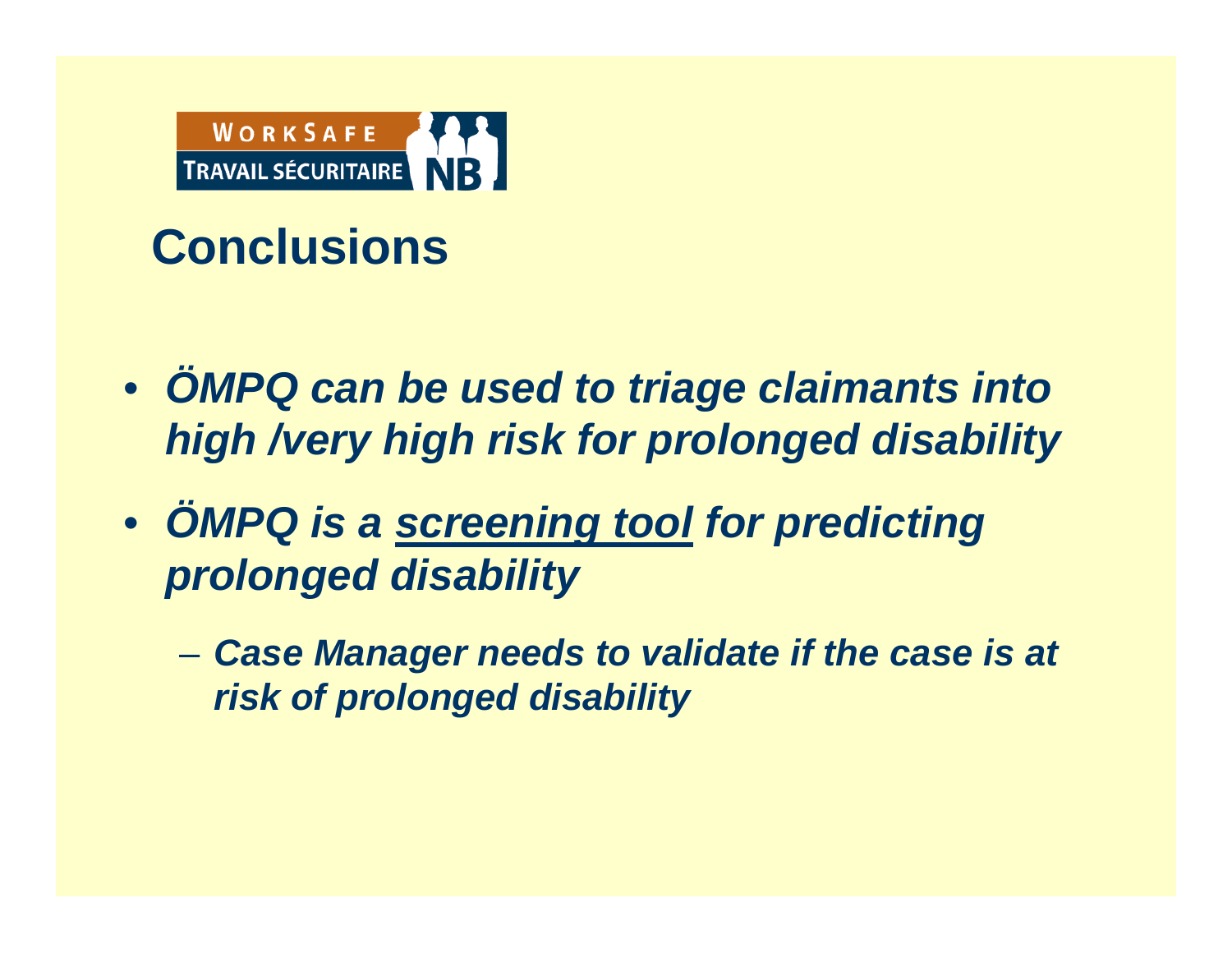## Conclusions

- ***ÖMPQ can be used to triage claimants into high /very high risk for prolonged disability***
- ***ÖMPQ is a <u>screening tool</u> for predicting prolonged disability***
  - ***Case Manager needs to validate if the case is at risk of prolonged disability***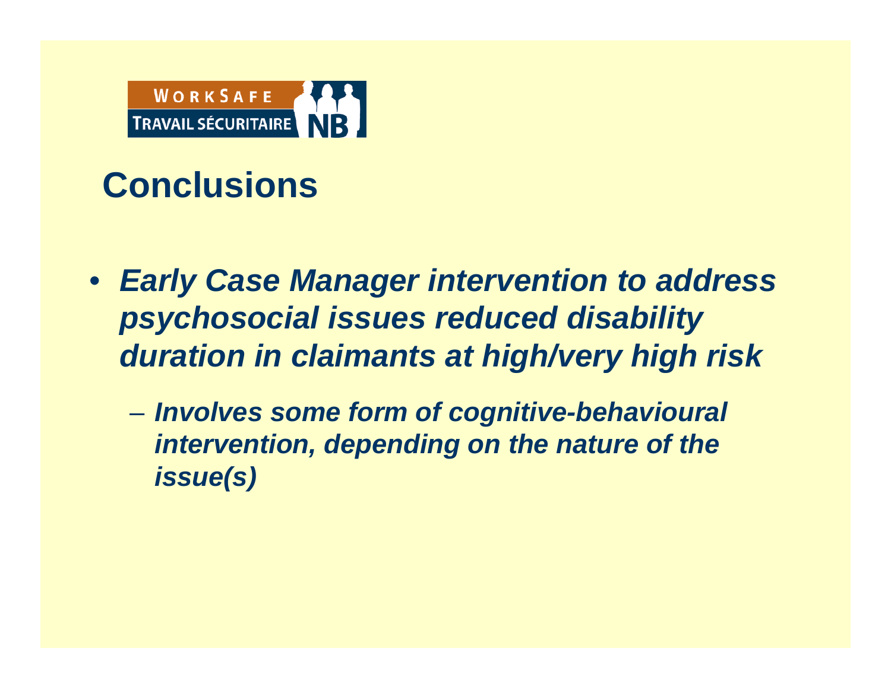# Conclusions

- ***Early Case Manager intervention to address psychosocial issues reduced disability duration in claimants at high/very high risk***
  - ***Involves some form of cognitive-behavioural intervention, depending on the nature of the issue(s)***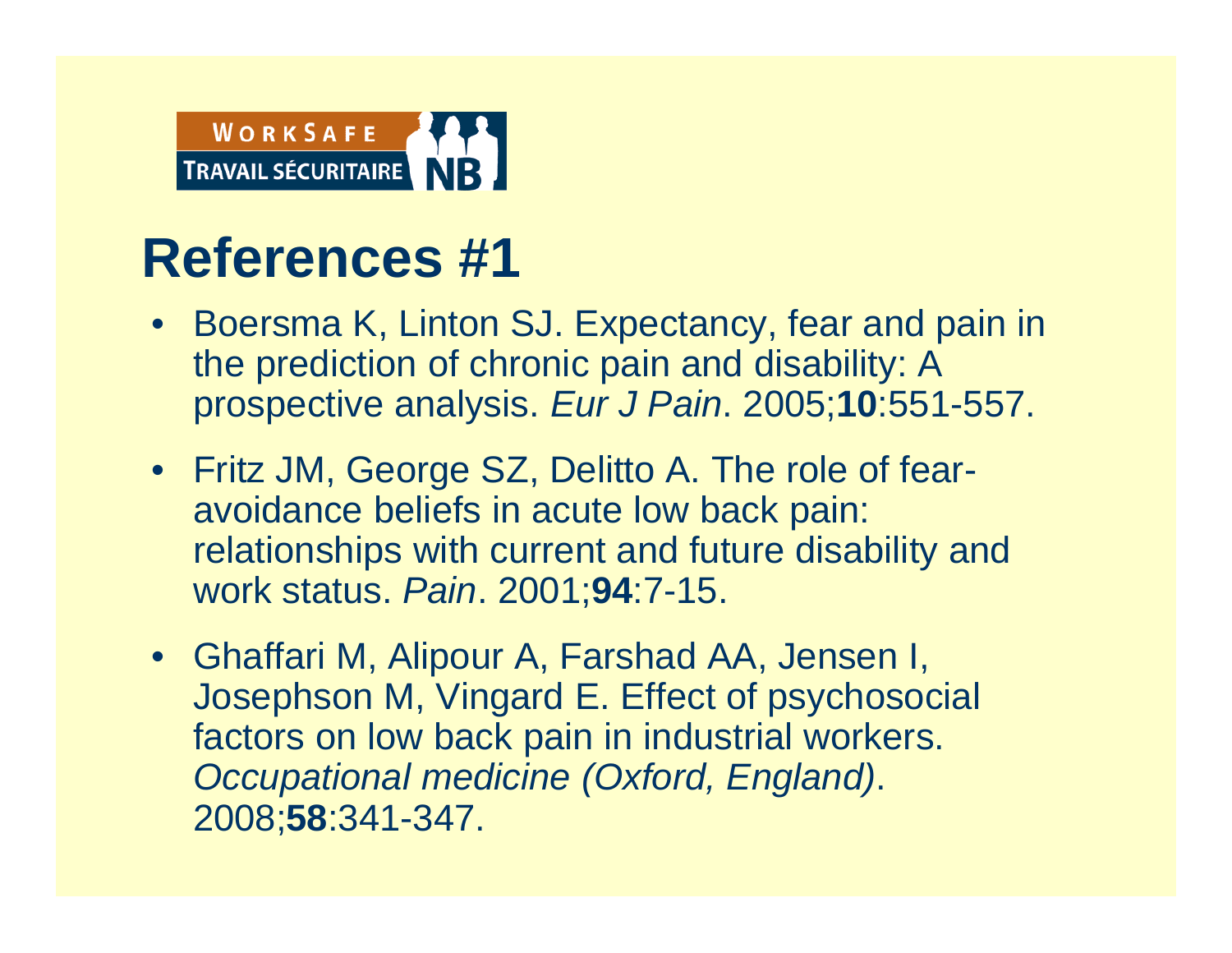WORKSAFE TRAVAIL SÉCURITAIRE NB

# References #1

- Boersma K, Linton SJ. Expectancy, fear and pain in the prediction of chronic pain and disability: A prospective analysis. *Eur J Pain*. 2005;**10**:551-557.
- Fritz JM, George SZ, Delitto A. The role of fear-avoidance beliefs in acute low back pain: relationships with current and future disability and work status. *Pain*. 2001;**94**:7-15.
- Ghaffari M, Alipour A, Farshad AA, Jensen I, Josephson M, Vingard E. Effect of psychosocial factors on low back pain in industrial workers. *Occupational medicine (Oxford, England)*. 2008;**58**:341-347.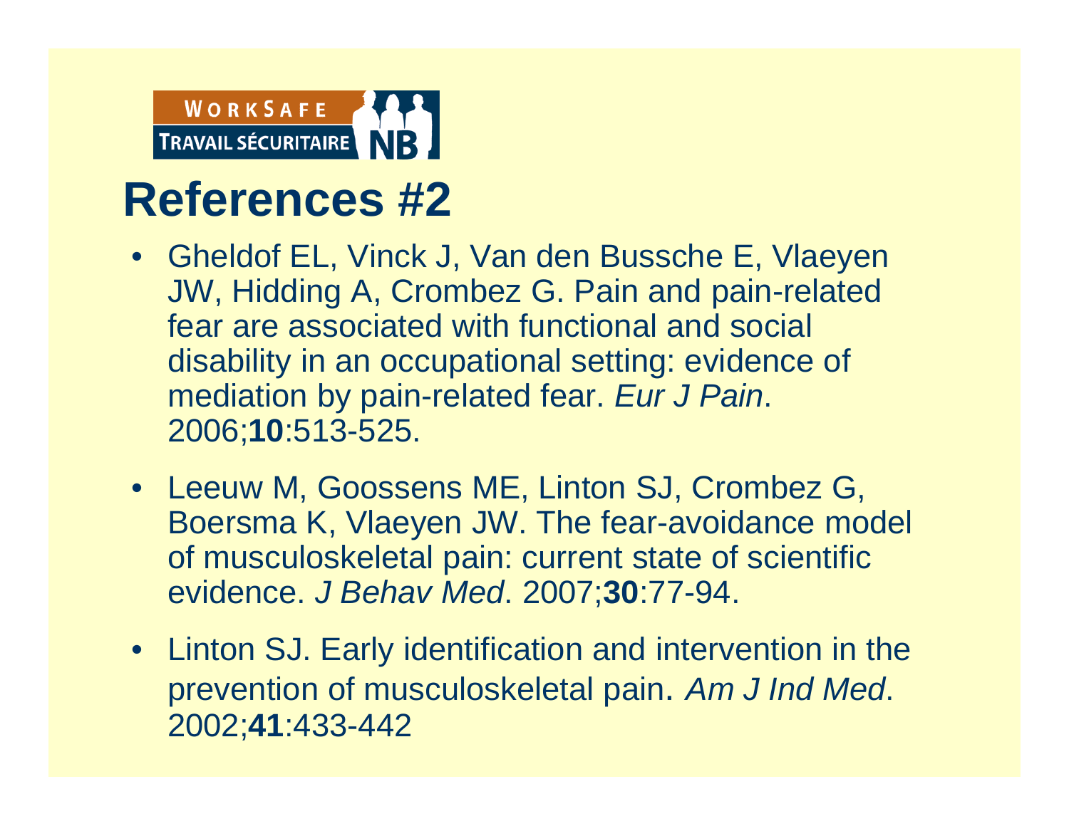# References #2

- Gheldof EL, Vinck J, Van den Bussche E, Vlaeyen JW, Hidding A, Crombez G. Pain and pain-related fear are associated with functional and social disability in an occupational setting: evidence of mediation by pain-related fear. *Eur J Pain*. 2006;**10**:513-525.
- Leeuw M, Goossens ME, Linton SJ, Crombez G, Boersma K, Vlaeyen JW. The fear-avoidance model of musculoskeletal pain: current state of scientific evidence. *J Behav Med*. 2007;**30**:77-94.
- Linton SJ. Early identification and intervention in the prevention of musculoskeletal pain. *Am J Ind Med*. 2002;**41**:433-442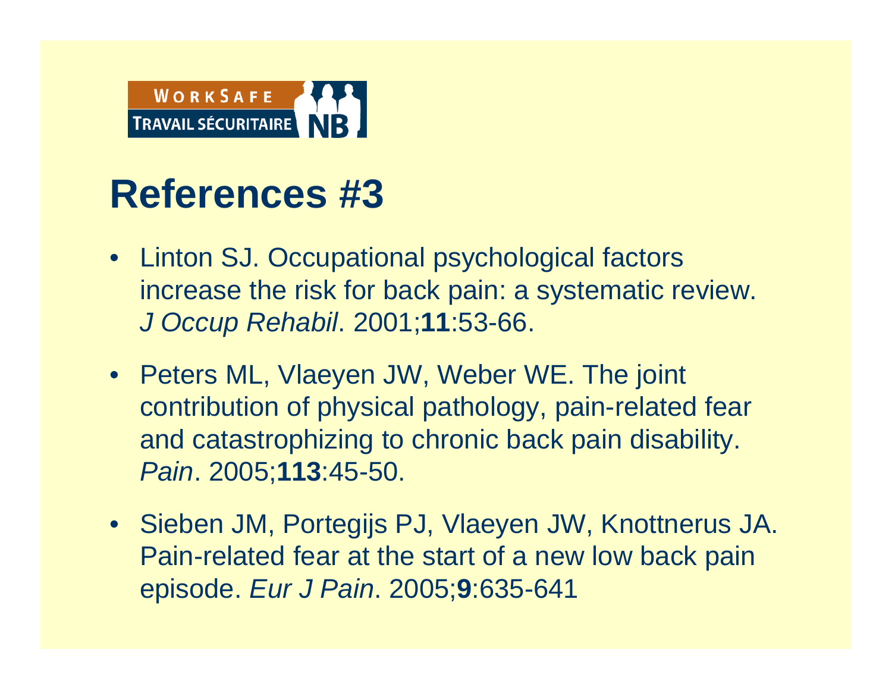# References #3

- Linton SJ. Occupational psychological factors increase the risk for back pain: a systematic review. *J Occup Rehabil*. 2001;**11**:53-66.
- Peters ML, Vlaeyen JW, Weber WE. The joint contribution of physical pathology, pain-related fear and catastrophizing to chronic back pain disability. *Pain*. 2005;**113**:45-50.
- Sieben JM, Portegijs PJ, Vlaeyen JW, Knottnerus JA. Pain-related fear at the start of a new low back pain episode. *Eur J Pain*. 2005;**9**:635-641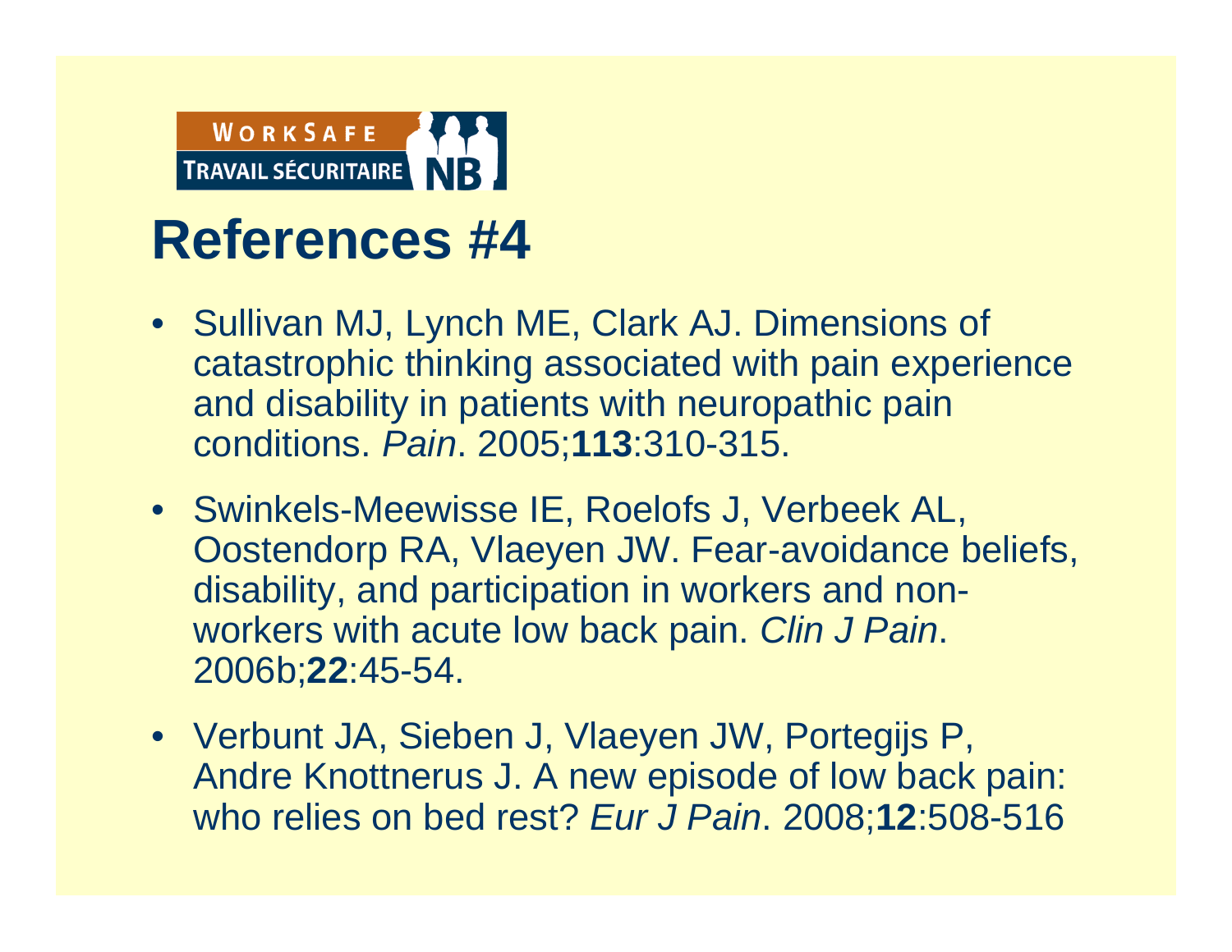WORKSAFE TRAVAIL SÉCURITAIRE NB

# References #4

- Sullivan MJ, Lynch ME, Clark AJ. Dimensions of catastrophic thinking associated with pain experience and disability in patients with neuropathic pain conditions. *Pain*. 2005;**113**:310-315.
- Swinkels-Meewisse IE, Roelofs J, Verbeek AL, Oostendorp RA, Vlaeyen JW. Fear-avoidance beliefs, disability, and participation in workers and non-workers with acute low back pain. *Clin J Pain*. 2006b;**22**:45-54.
- Verbunt JA, Sieben J, Vlaeyen JW, Portegijs P, Andre Knottnerus J. A new episode of low back pain: who relies on bed rest? *Eur J Pain*. 2008;**12**:508-516